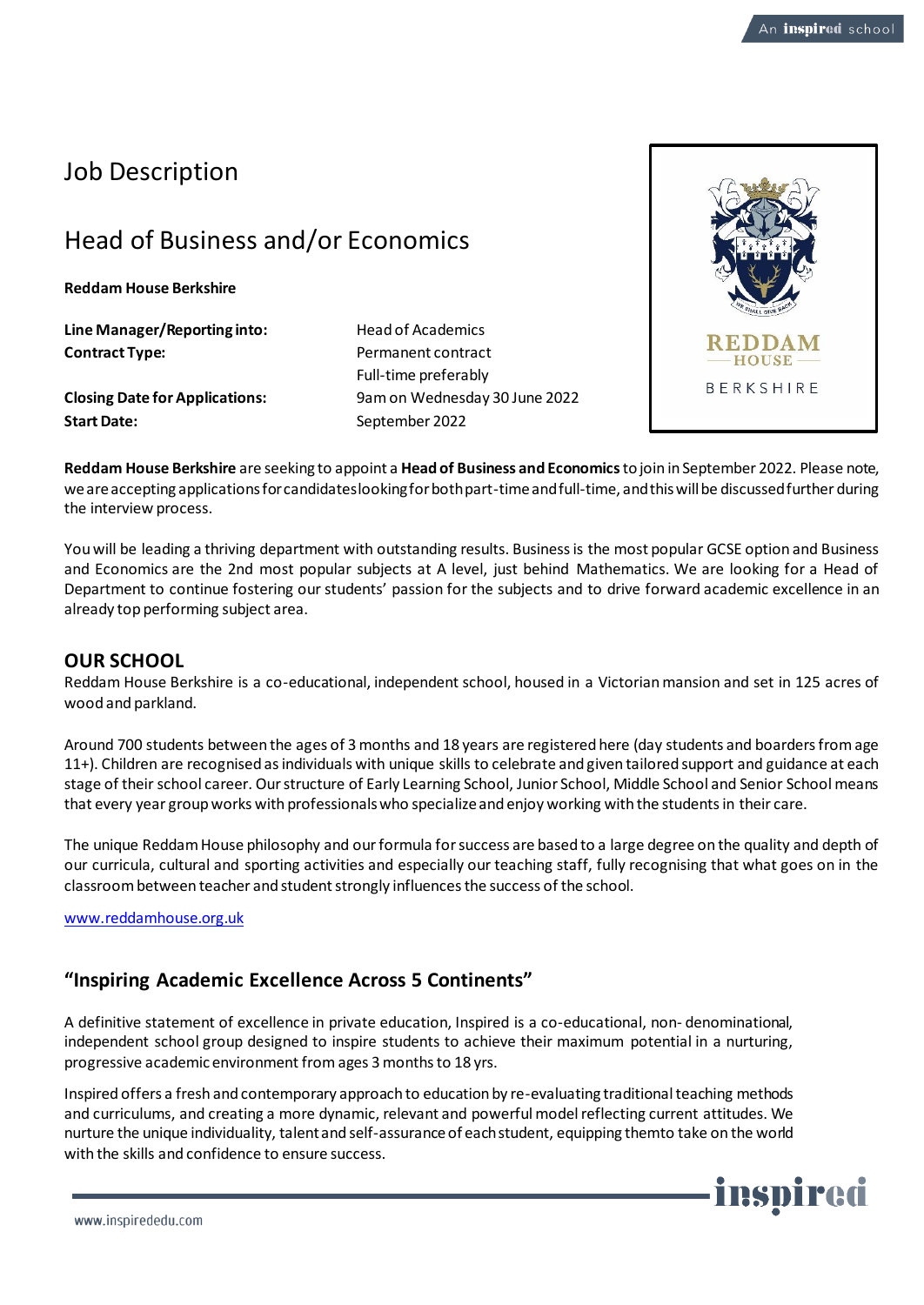# Job Description

## Head of Business and/or Economics

**Reddam House Berkshire**

| | |
|---|---|
| **Line Manager/Reporting into:** | Head of Academics |
| **Contract Type:** | Permanent contract<br>Full-time preferably |
| **Closing Date for Applications:** | 9am on Wednesday 30 June 2022 |
| **Start Date:** | September 2022 |

**Reddam House Berkshire** are seeking to appoint a **Head of Business and Economics** to join in September 2022. Please note, we are accepting applications for candidates looking for both part-time and full-time, and this will be discussed further during the interview process.

You will be leading a thriving department with outstanding results. Business is the most popular GCSE option and Business and Economics are the 2nd most popular subjects at A level, just behind Mathematics. We are looking for a Head of Department to continue fostering our students' passion for the subjects and to drive forward academic excellence in an already top performing subject area.

### OUR SCHOOL

Reddam House Berkshire is a co-educational, independent school, housed in a Victorian mansion and set in 125 acres of wood and parkland.

Around 700 students between the ages of 3 months and 18 years are registered here (day students and boarders from age 11+). Children are recognised as individuals with unique skills to celebrate and given tailored support and guidance at each stage of their school career. Our structure of Early Learning School, Junior School, Middle School and Senior School means that every year group works with professionals who specialize and enjoy working with the students in their care.

The unique Reddam House philosophy and our formula for success are based to a large degree on the quality and depth of our curricula, cultural and sporting activities and especially our teaching staff, fully recognising that what goes on in the classroom between teacher and student strongly influences the success of the school.

www.reddamhouse.org.uk

### "Inspiring Academic Excellence Across 5 Continents"

A definitive statement of excellence in private education, Inspired is a co-educational, non- denominational, independent school group designed to inspire students to achieve their maximum potential in a nurturing, progressive academic environment from ages 3 months to 18 yrs.

Inspired offers a fresh and contemporary approach to education by re-evaluating traditional teaching methods and curriculums, and creating a more dynamic, relevant and powerful model reflecting current attitudes. We nurture the unique individuality, talent and self-assurance of each student, equipping them to take on the world with the skills and confidence to ensure success.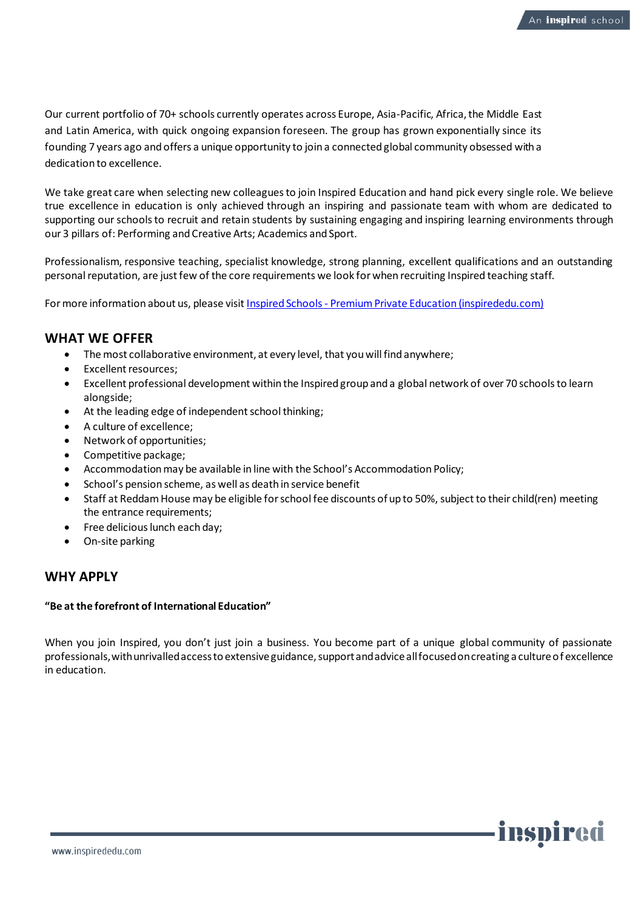Our current portfolio of 70+ schools currently operates across Europe, Asia-Pacific, Africa, the Middle East and Latin America, with quick ongoing expansion foreseen. The group has grown exponentially since its founding 7 years ago and offers a unique opportunity to join a connected global community obsessed with a dedication to excellence.

We take great care when selecting new colleagues to join Inspired Education and hand pick every single role. We believe true excellence in education is only achieved through an inspiring and passionate team with whom are dedicated to supporting our schools to recruit and retain students by sustaining engaging and inspiring learning environments through our 3 pillars of: Performing and Creative Arts; Academics and Sport.

Professionalism, responsive teaching, specialist knowledge, strong planning, excellent qualifications and an outstanding personal reputation, are just few of the core requirements we look for when recruiting Inspired teaching staff.

For more information about us, please visit [Inspired Schools - Premium Private Education (inspirededu.com)](https://www.inspirededu.com)

## WHAT WE OFFER

- The most collaborative environment, at every level, that you will find anywhere;
- Excellent resources;
- Excellent professional development within the Inspired group and a global network of over 70 schools to learn alongside;
- At the leading edge of independent school thinking;
- A culture of excellence;
- Network of opportunities;
- Competitive package;
- Accommodation may be available in line with the School's Accommodation Policy;
- School's pension scheme, as well as death in service benefit
- Staff at Reddam House may be eligible for school fee discounts of up to 50%, subject to their child(ren) meeting the entrance requirements;
- Free delicious lunch each day;
- On-site parking

## WHY APPLY

**"Be at the forefront of International Education"**

When you join Inspired, you don't just join a business. You become part of a unique global community of passionate professionals, with unrivalled access to extensive guidance, support and advice all focused on creating a culture of excellence in education.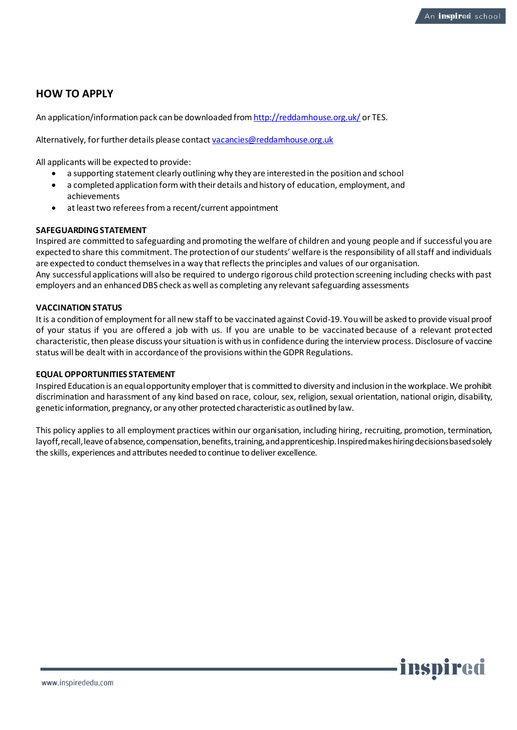## HOW TO APPLY

An application/information pack can be downloaded from [http://reddamhouse.org.uk/](http://reddamhouse.org.uk/) or TES.

Alternatively, for further details please contact [vacancies@reddamhouse.org.uk](mailto:vacancies@reddamhouse.org.uk)

All applicants will be expected to provide:

- a supporting statement clearly outlining why they are interested in the position and school
- a completed application form with their details and history of education, employment, and achievements
- at least two referees from a recent/current appointment

**SAFEGUARDING STATEMENT**

Inspired are committed to safeguarding and promoting the welfare of children and young people and if successful you are expected to share this commitment. The protection of our students' welfare is the responsibility of all staff and individuals are expected to conduct themselves in a way that reflects the principles and values of our organisation.
Any successful applications will also be required to undergo rigorous child protection screening including checks with past employers and an enhanced DBS check as well as completing any relevant safeguarding assessments

**VACCINATION STATUS**

It is a condition of employment for all new staff to be vaccinated against Covid-19. You will be asked to provide visual proof of your status if you are offered a job with us. If you are unable to be vaccinated because of a relevant protected characteristic, then please discuss your situation is with us in confidence during the interview process. Disclosure of vaccine status will be dealt with in accordance of the provisions within the GDPR Regulations.

**EQUAL OPPORTUNITIES STATEMENT**

Inspired Education is an equal opportunity employer that is committed to diversity and inclusion in the workplace. We prohibit discrimination and harassment of any kind based on race, colour, sex, religion, sexual orientation, national origin, disability, genetic information, pregnancy, or any other protected characteristic as outlined by law.

This policy applies to all employment practices within our organisation, including hiring, recruiting, promotion, termination, layoff, recall, leave of absence, compensation, benefits, training, and apprenticeship. Inspired makes hiring decisions based solely the skills, experiences and attributes needed to continue to deliver excellence.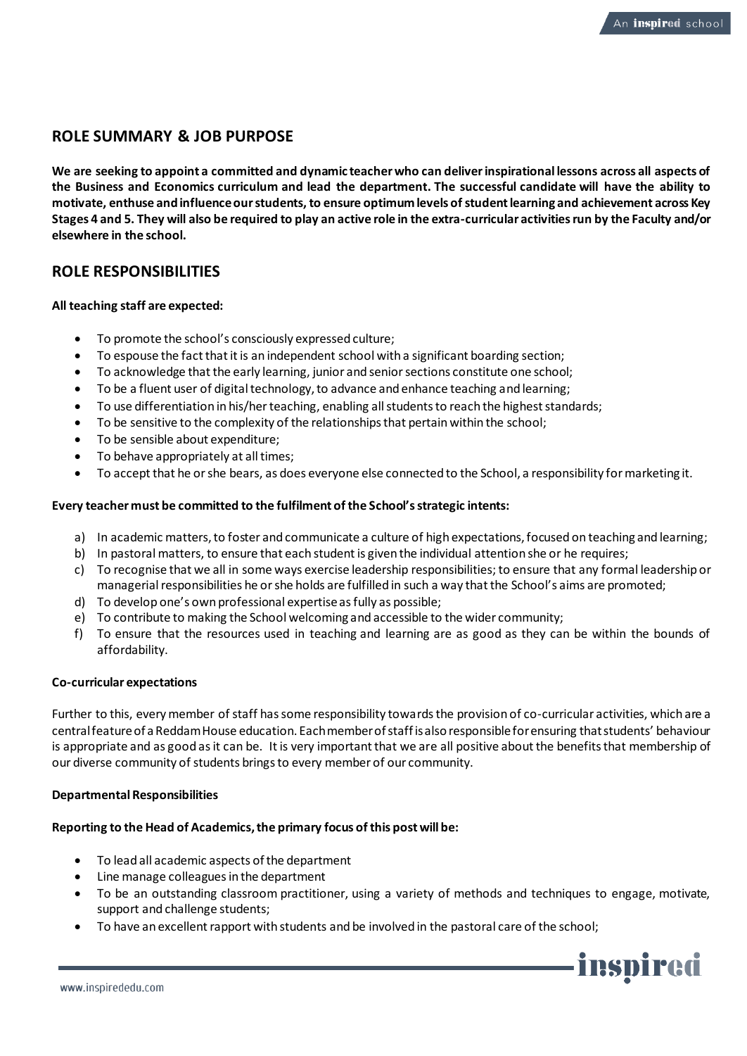## ROLE SUMMARY & JOB PURPOSE

**We are seeking to appoint a committed and dynamic teacher who can deliver inspirational lessons across all aspects of the Business and Economics curriculum and lead the department. The successful candidate will have the ability to motivate, enthuse and influence our students, to ensure optimum levels of student learning and achievement across Key Stages 4 and 5. They will also be required to play an active role in the extra-curricular activities run by the Faculty and/or elsewhere in the school.**

## ROLE RESPONSIBILITIES

**All teaching staff are expected:**

- To promote the school's consciously expressed culture;
- To espouse the fact that it is an independent school with a significant boarding section;
- To acknowledge that the early learning, junior and senior sections constitute one school;
- To be a fluent user of digital technology, to advance and enhance teaching and learning;
- To use differentiation in his/her teaching, enabling all students to reach the highest standards;
- To be sensitive to the complexity of the relationships that pertain within the school;
- To be sensible about expenditure;
- To behave appropriately at all times;
- To accept that he or she bears, as does everyone else connected to the School, a responsibility for marketing it.

**Every teacher must be committed to the fulfilment of the School's strategic intents:**

a) In academic matters, to foster and communicate a culture of high expectations, focused on teaching and learning;
b) In pastoral matters, to ensure that each student is given the individual attention she or he requires;
c) To recognise that we all in some ways exercise leadership responsibilities; to ensure that any formal leadership or managerial responsibilities he or she holds are fulfilled in such a way that the School's aims are promoted;
d) To develop one's own professional expertise as fully as possible;
e) To contribute to making the School welcoming and accessible to the wider community;
f) To ensure that the resources used in teaching and learning are as good as they can be within the bounds of affordability.

**Co-curricular expectations**

Further to this, every member of staff has some responsibility towards the provision of co-curricular activities, which are a central feature of a Reddam House education. Each member of staff is also responsible for ensuring that students' behaviour is appropriate and as good as it can be. It is very important that we are all positive about the benefits that membership of our diverse community of students brings to every member of our community.

**Departmental Responsibilities**

**Reporting to the Head of Academics, the primary focus of this post will be:**

- To lead all academic aspects of the department
- Line manage colleagues in the department
- To be an outstanding classroom practitioner, using a variety of methods and techniques to engage, motivate, support and challenge students;
- To have an excellent rapport with students and be involved in the pastoral care of the school;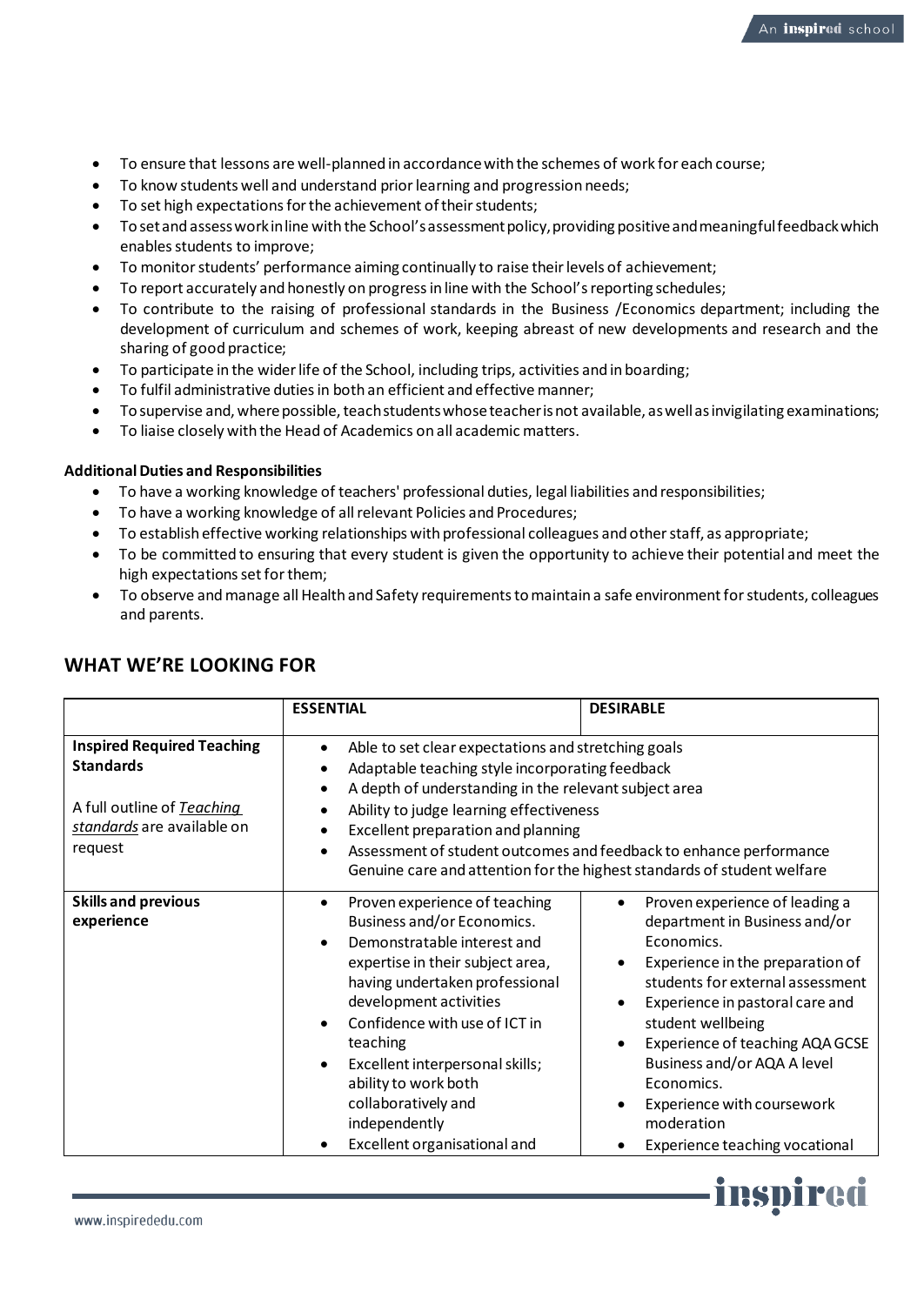- To ensure that lessons are well-planned in accordance with the schemes of work for each course;
- To know students well and understand prior learning and progression needs;
- To set high expectations for the achievement of their students;
- To set and assess work in line with the School's assessment policy, providing positive and meaningful feedback which enables students to improve;
- To monitor students' performance aiming continually to raise their levels of achievement;
- To report accurately and honestly on progress in line with the School's reporting schedules;
- To contribute to the raising of professional standards in the Business /Economics department; including the development of curriculum and schemes of work, keeping abreast of new developments and research and the sharing of good practice;
- To participate in the wider life of the School, including trips, activities and in boarding;
- To fulfil administrative duties in both an efficient and effective manner;
- To supervise and, where possible, teach students whose teacher is not available, as well as invigilating examinations;
- To liaise closely with the Head of Academics on all academic matters.

**Additional Duties and Responsibilities**

- To have a working knowledge of teachers' professional duties, legal liabilities and responsibilities;
- To have a working knowledge of all relevant Policies and Procedures;
- To establish effective working relationships with professional colleagues and other staff, as appropriate;
- To be committed to ensuring that every student is given the opportunity to achieve their potential and meet the high expectations set for them;
- To observe and manage all Health and Safety requirements to maintain a safe environment for students, colleagues and parents.

## WHAT WE'RE LOOKING FOR

| | **ESSENTIAL** | **DESIRABLE** |
|---|---|---|
| **Inspired Required Teaching Standards**<br><br>A full outline of *Teaching standards* are available on request | • Able to set clear expectations and stretching goals<br>• Adaptable teaching style incorporating feedback<br>• A depth of understanding in the relevant subject area<br>• Ability to judge learning effectiveness<br>• Excellent preparation and planning<br>• Assessment of student outcomes and feedback to enhance performance<br>Genuine care and attention for the highest standards of student welfare | |
| **Skills and previous experience** | • Proven experience of teaching Business and/or Economics.<br>• Demonstratable interest and expertise in their subject area, having undertaken professional development activities<br>• Confidence with use of ICT in teaching<br>• Excellent interpersonal skills; ability to work both collaboratively and independently<br>• Excellent organisational and | • Proven experience of leading a department in Business and/or Economics.<br>• Experience in the preparation of students for external assessment<br>• Experience in pastoral care and student wellbeing<br>• Experience of teaching AQA GCSE Business and/or AQA A level Economics.<br>• Experience with coursework moderation<br>• Experience teaching vocational |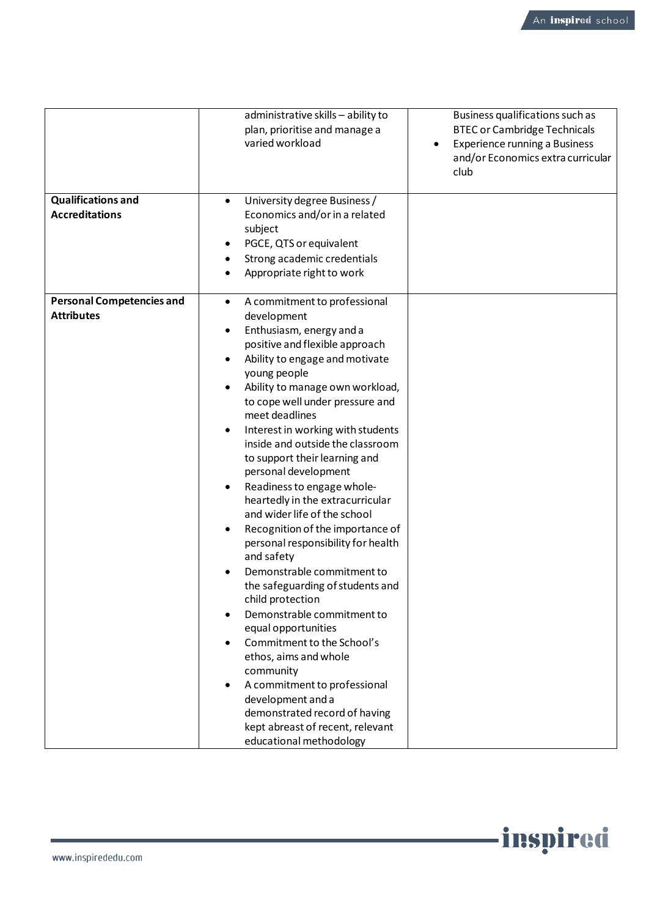| | | |
|---|---|---|
| | administrative skills – ability to plan, prioritise and manage a varied workload | Business qualifications such as BTEC or Cambridge Technicals<br>• Experience running a Business and/or Economics extra curricular club |
| **Qualifications and Accreditations** | • University degree Business / Economics and/or in a related subject<br>• PGCE, QTS or equivalent<br>• Strong academic credentials<br>• Appropriate right to work | |
| **Personal Competencies and Attributes** | • A commitment to professional development<br>• Enthusiasm, energy and a positive and flexible approach<br>• Ability to engage and motivate young people<br>• Ability to manage own workload, to cope well under pressure and meet deadlines<br>• Interest in working with students inside and outside the classroom to support their learning and personal development<br>• Readiness to engage whole-heartedly in the extracurricular and wider life of the school<br>• Recognition of the importance of personal responsibility for health and safety<br>• Demonstrable commitment to the safeguarding of students and child protection<br>• Demonstrable commitment to equal opportunities<br>• Commitment to the School's ethos, aims and whole community<br>• A commitment to professional development and a demonstrated record of having kept abreast of recent, relevant educational methodology | |